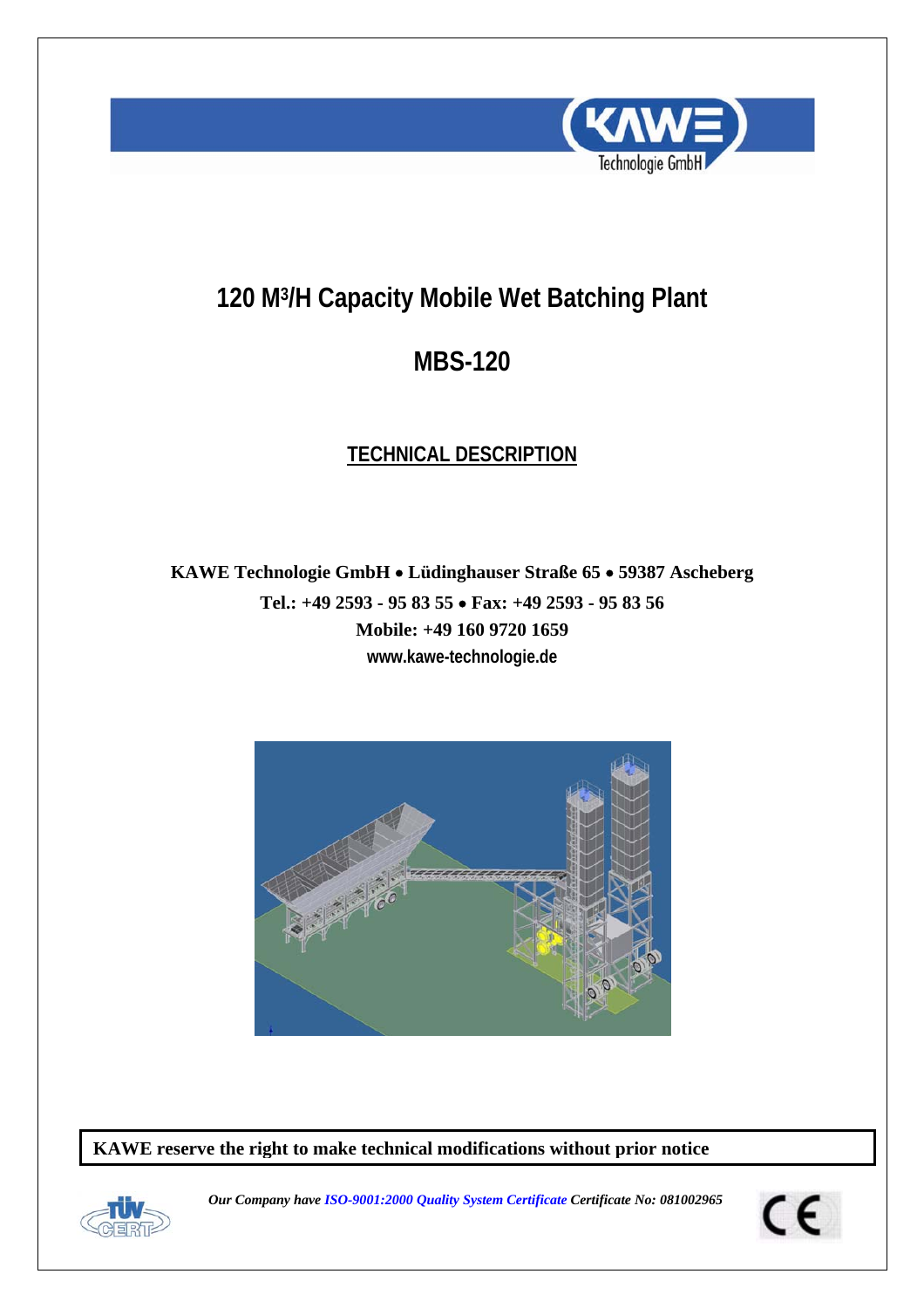# 120 M³/H Capacity Mobile Wet Batching Plant

# MBS-120

## TECHNICAL DESCRIPTION

**KAWE Technologie GmbH • Lüdinghauser Straße 65 • 59387 Ascheberg**
**Tel.: +49 2593 - 95 83 55 • Fax: +49 2593 - 95 83 56**
**Mobile: +49 160 9720 1659**
**www.kawe-technologie.de**

**KAWE reserve the right to make technical modifications without prior notice**

***Our Company have ISO-9001:2000 Quality System Certificate Certificate No: 081002965***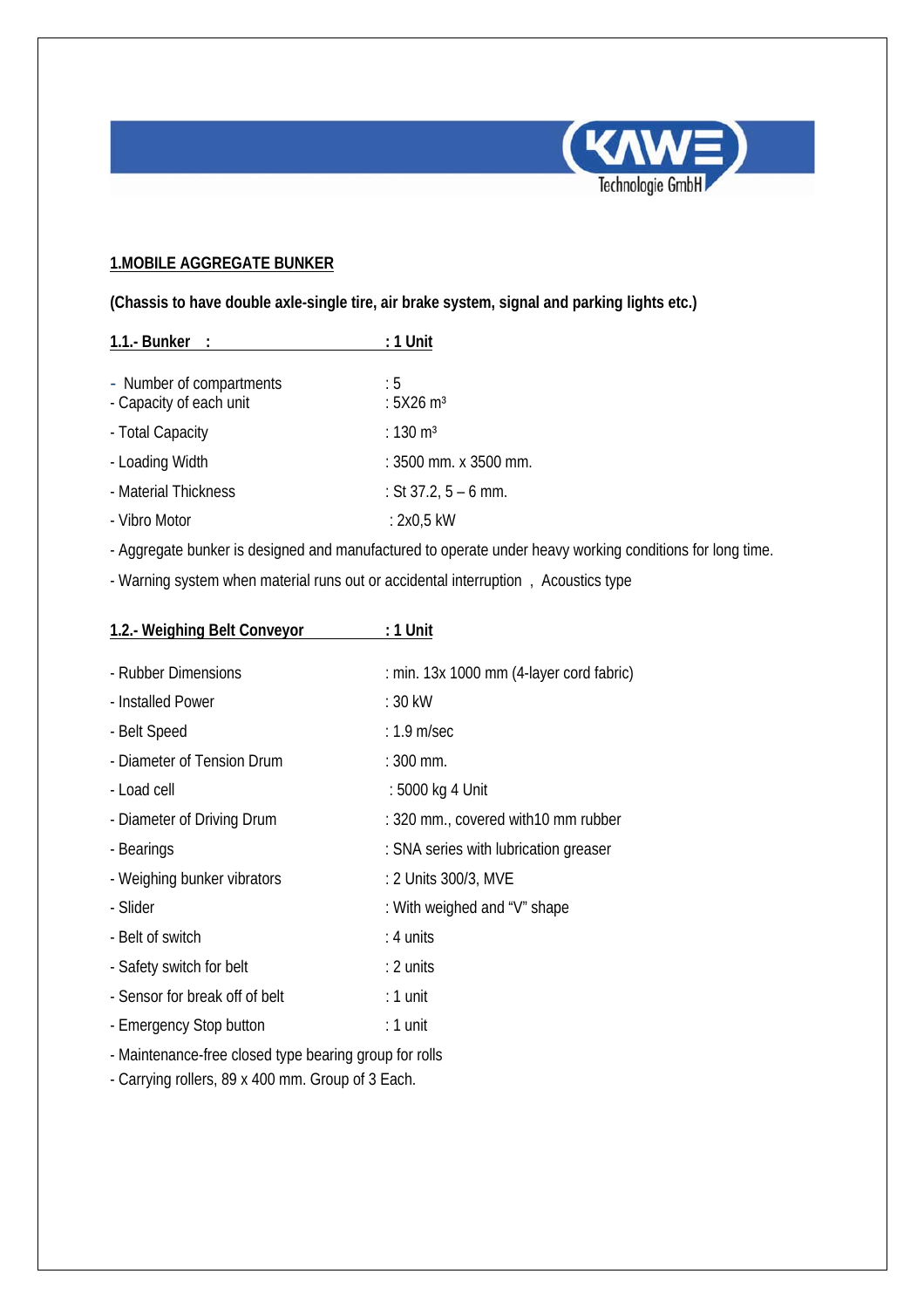## 1.MOBILE AGGREGATE BUNKER

**(Chassis to have double axle-single tire, air brake system, signal and parking lights etc.)**

| **1.1.- Bunker :** | **: 1 Unit** |
|---|---|
| - Number of compartments | : 5 |
| - Capacity of each unit | : 5X26 m³ |
| - Total Capacity | : 130 m³ |
| - Loading Width | : 3500 mm. x 3500 mm. |
| - Material Thickness | : St 37.2, 5 – 6 mm. |
| - Vibro Motor | : 2x0,5 kW |

- Aggregate bunker is designed and manufactured to operate under heavy working conditions for long time.
- Warning system when material runs out or accidental interruption , Acoustics type

| **1.2.- Weighing Belt Conveyor** | **: 1 Unit** |
|---|---|
| - Rubber Dimensions | : min. 13x 1000 mm (4-layer cord fabric) |
| - Installed Power | : 30 kW |
| - Belt Speed | : 1.9 m/sec |
| - Diameter of Tension Drum | : 300 mm. |
| - Load cell | : 5000 kg 4 Unit |
| - Diameter of Driving Drum | : 320 mm., covered with10 mm rubber |
| - Bearings | : SNA series with lubrication greaser |
| - Weighing bunker vibrators | : 2 Units 300/3, MVE |
| - Slider | : With weighed and "V" shape |
| - Belt of switch | : 4 units |
| - Safety switch for belt | : 2 units |
| - Sensor for break off of belt | : 1 unit |
| - Emergency Stop button | : 1 unit |

- Maintenance-free closed type bearing group for rolls
- Carrying rollers, 89 x 400 mm. Group of 3 Each.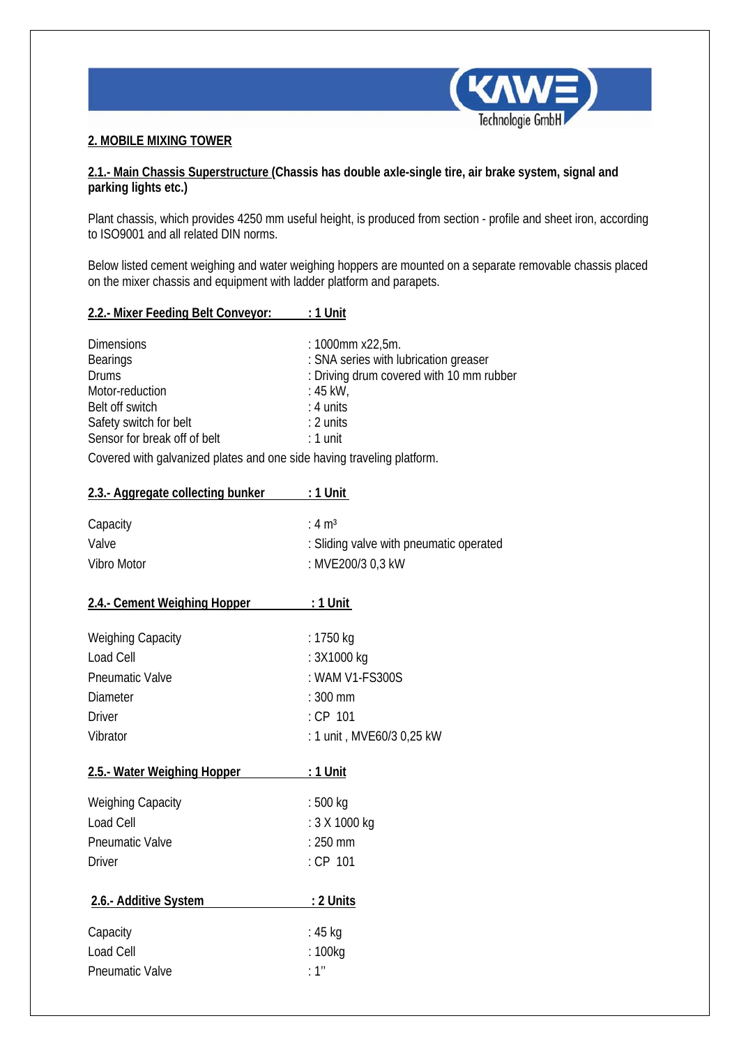## 2. MOBILE MIXING TOWER

**2.1.- Main Chassis Superstructure (Chassis has double axle-single tire, air brake system, signal and parking lights etc.)**

Plant chassis, which provides 4250 mm useful height, is produced from section - profile and sheet iron, according to ISO9001 and all related DIN norms.

Below listed cement weighing and water weighing hoppers are mounted on a separate removable chassis placed on the mixer chassis and equipment with ladder platform and parapets.

**2.2.- Mixer Feeding Belt Conveyor: : 1 Unit**

| | |
|---|---|
| Dimensions | : 1000mm x22,5m. |
| Bearings | : SNA series with lubrication greaser |
| Drums | : Driving drum covered with 10 mm rubber |
| Motor-reduction | : 45 kW, |
| Belt off switch | : 4 units |
| Safety switch for belt | : 2 units |
| Sensor for break off of belt | : 1 unit |

Covered with galvanized plates and one side having traveling platform.

**2.3.- Aggregate collecting bunker : 1 Unit**

| | |
|---|---|
| Capacity | : 4 m³ |
| Valve | : Sliding valve with pneumatic operated |
| Vibro Motor | : MVE200/3 0,3 kW |

**2.4.- Cement Weighing Hopper : 1 Unit**

| | |
|---|---|
| Weighing Capacity | : 1750 kg |
| Load Cell | : 3X1000 kg |
| Pneumatic Valve | : WAM V1-FS300S |
| Diameter | : 300 mm |
| Driver | : CP 101 |
| Vibrator | : 1 unit , MVE60/3 0,25 kW |

**2.5.- Water Weighing Hopper : 1 Unit**

| | |
|---|---|
| Weighing Capacity | : 500 kg |
| Load Cell | : 3 X 1000 kg |
| Pneumatic Valve | : 250 mm |
| Driver | : CP 101 |

**2.6.- Additive System : 2 Units**

| | |
|---|---|
| Capacity | : 45 kg |
| Load Cell | : 100kg |
| Pneumatic Valve | : 1'' |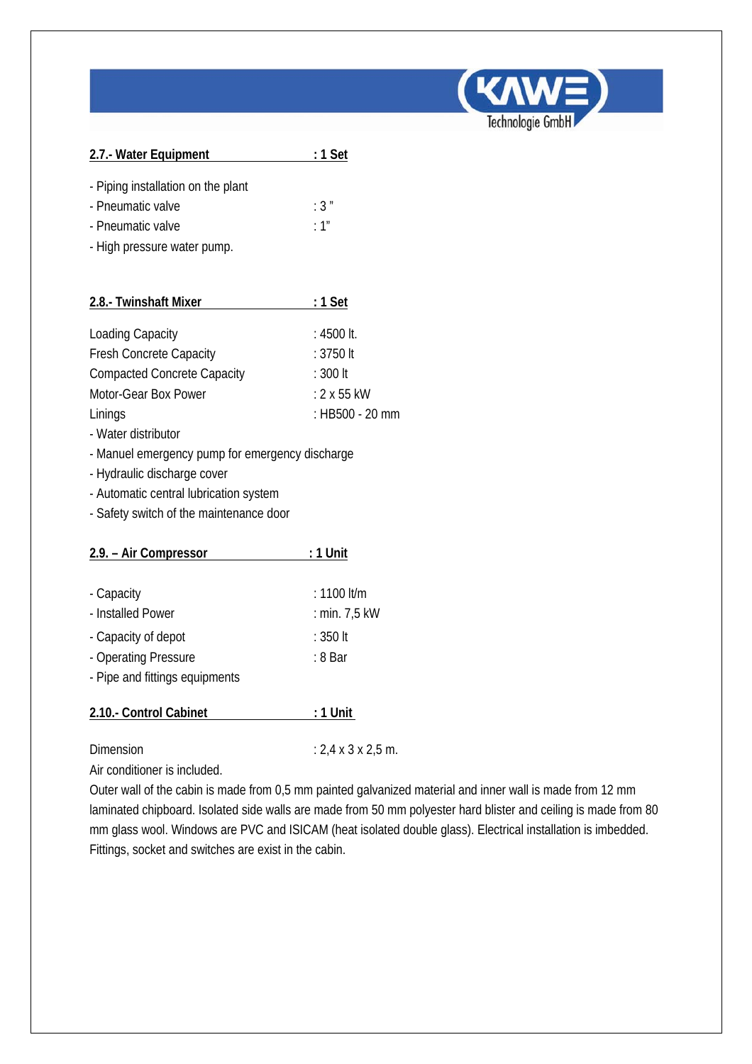## 2.7.- Water Equipment : 1 Set

- Piping installation on the plant
- Pneumatic valve : 3 "
- Pneumatic valve : 1"
- High pressure water pump.

## 2.8.- Twinshaft Mixer : 1 Set

| | |
|---|---|
| Loading Capacity | : 4500 lt. |
| Fresh Concrete Capacity | : 3750 lt |
| Compacted Concrete Capacity | : 300 lt |
| Motor-Gear Box Power | : 2 x 55 kW |
| Linings | : HB500 - 20 mm |

- Water distributor
- Manuel emergency pump for emergency discharge
- Hydraulic discharge cover
- Automatic central lubrication system
- Safety switch of the maintenance door

## 2.9. – Air Compressor : 1 Unit

- Capacity : 1100 lt/m
- Installed Power : min. 7,5 kW
- Capacity of depot : 350 lt
- Operating Pressure : 8 Bar
- Pipe and fittings equipments

## 2.10.- Control Cabinet : 1 Unit

Dimension : 2,4 x 3 x 2,5 m.

Air conditioner is included.

Outer wall of the cabin is made from 0,5 mm painted galvanized material and inner wall is made from 12 mm laminated chipboard. Isolated side walls are made from 50 mm polyester hard blister and ceiling is made from 80 mm glass wool. Windows are PVC and ISICAM (heat isolated double glass). Electrical installation is imbedded. Fittings, socket and switches are exist in the cabin.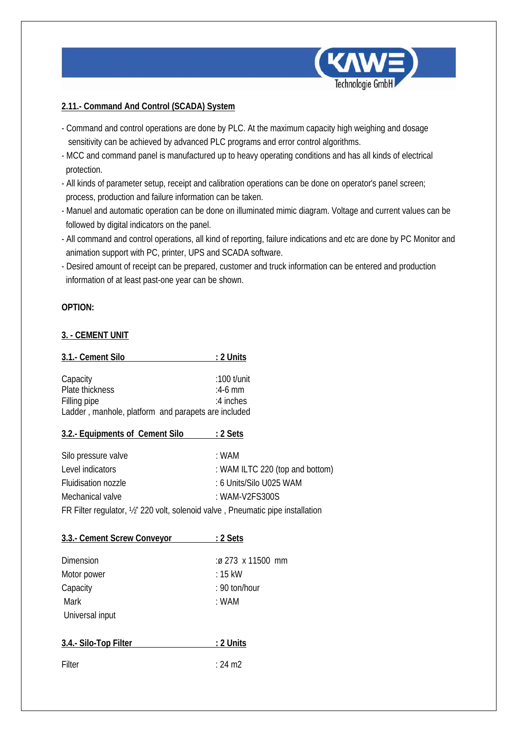## 2.11.- Command And Control (SCADA) System

- Command and control operations are done by PLC. At the maximum capacity high weighing and dosage sensitivity can be achieved by advanced PLC programs and error control algorithms.
- MCC and command panel is manufactured up to heavy operating conditions and has all kinds of electrical protection.
- All kinds of parameter setup, receipt and calibration operations can be done on operator's panel screen; process, production and failure information can be taken.
- Manuel and automatic operation can be done on illuminated mimic diagram. Voltage and current values can be followed by digital indicators on the panel.
- All command and control operations, all kind of reporting, failure indications and etc are done by PC Monitor and animation support with PC, printer, UPS and SCADA software.
- Desired amount of receipt can be prepared, customer and truck information can be entered and production information of at least past-one year can be shown.

**OPTION:**

## 3. - CEMENT UNIT

### 3.1.- Cement Silo : 2 Units

| | |
|---|---|
| Capacity | :100 t/unit |
| Plate thickness | :4-6 mm |
| Filling pipe | :4 inches |

Ladder , manhole, platform and parapets are included

### 3.2.- Equipments of Cement Silo : 2 Sets

| | |
|---|---|
| Silo pressure valve | : WAM |
| Level indicators | : WAM ILTC 220 (top and bottom) |
| Fluidisation nozzle | : 6 Units/Silo U025 WAM |
| Mechanical valve | : WAM-V2FS300S |

FR Filter regulator, ½' 220 volt, solenoid valve , Pneumatic pipe installation

### 3.3.- Cement Screw Conveyor : 2 Sets

| | |
|---|---|
| Dimension | :ø 273 x 11500 mm |
| Motor power | : 15 kW |
| Capacity | : 90 ton/hour |
| Mark | : WAM |
| Universal input | |

### 3.4.- Silo-Top Filter : 2 Units

| | |
|---|---|
| Filter | : 24 m2 |